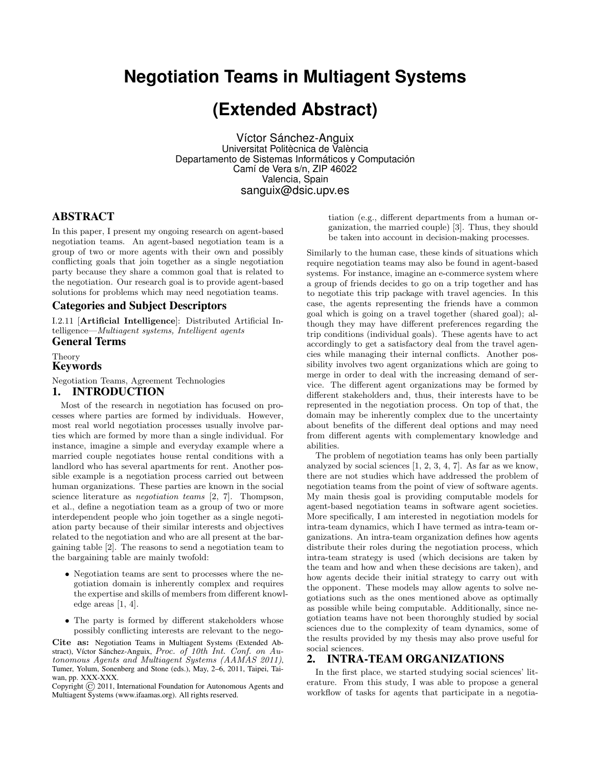# Negotiation Teams in Multiagent Systems

# (Extended Abstract)

Víctor Sánchez-Anguix
Universitat Politècnica de València
Departamento de Sistemas Informáticos y Computación
Camí de Vera s/n, ZIP 46022
Valencia, Spain
sanguix@dsic.upv.es

## ABSTRACT

In this paper, I present my ongoing research on agent-based negotiation teams. An agent-based negotiation team is a group of two or more agents with their own and possibly conflicting goals that join together as a single negotiation party because they share a common goal that is related to the negotiation. Our research goal is to provide agent-based solutions for problems which may need negotiation teams.

### Categories and Subject Descriptors

I.2.11 [**Artificial Intelligence**]: Distributed Artificial Intelligence—*Multiagent systems, Intelligent agents*

### General Terms

Theory

### Keywords

Negotiation Teams, Agreement Technologies

## 1. INTRODUCTION

Most of the research in negotiation has focused on processes where parties are formed by individuals. However, most real world negotiation processes usually involve parties which are formed by more than a single individual. For instance, imagine a simple and everyday example where a married couple negotiates house rental conditions with a landlord who has several apartments for rent. Another possible example is a negotiation process carried out between human organizations. These parties are known in the social science literature as *negotiation teams* [2, 7]. Thompson, et al., define a negotiation team as a group of two or more interdependent people who join together as a single negotiation party because of their similar interests and objectives related to the negotiation and who are all present at the bargaining table [2]. The reasons to send a negotiation team to the bargaining table are mainly twofold:

- Negotiation teams are sent to processes where the negotiation domain is inherently complex and requires the expertise and skills of members from different knowledge areas [1, 4].
- The party is formed by different stakeholders whose possibly conflicting interests are relevant to the negotiation (e.g., different departments from a human organization, the married couple) [3]. Thus, they should be taken into account in decision-making processes.

**Cite as:** Negotiation Teams in Multiagent Systems (Extended Abstract), Víctor Sánchez-Anguix, *Proc. of 10th Int. Conf. on Autonomous Agents and Multiagent Systems (AAMAS 2011)*, Tumer, Yolum, Sonenberg and Stone (eds.), May, 2–6, 2011, Taipei, Taiwan, pp. XXX-XXX.
Copyright © 2011, International Foundation for Autonomous Agents and Multiagent Systems (www.ifaamas.org). All rights reserved.

Similarly to the human case, these kinds of situations which require negotiation teams may also be found in agent-based systems. For instance, imagine an e-commerce system where a group of friends decides to go on a trip together and has to negotiate this trip package with travel agencies. In this case, the agents representing the friends have a common goal which is going on a travel together (shared goal); although they may have different preferences regarding the trip conditions (individual goals). These agents have to act accordingly to get a satisfactory deal from the travel agencies while managing their internal conflicts. Another possibility involves two agent organizations which are going to merge in order to deal with the increasing demand of service. The different agent organizations may be formed by different stakeholders and, thus, their interests have to be represented in the negotiation process. On top of that, the domain may be inherently complex due to the uncertainty about benefits of the different deal options and may need from different agents with complementary knowledge and abilities.

The problem of negotiation teams has only been partially analyzed by social sciences [1, 2, 3, 4, 7]. As far as we know, there are not studies which have addressed the problem of negotiation teams from the point of view of software agents. My main thesis goal is providing computable models for agent-based negotiation teams in software agent societies. More specifically, I am interested in negotiation models for intra-team dynamics, which I have termed as intra-team organizations. An intra-team organization defines how agents distribute their roles during the negotiation process, which intra-team strategy is used (which decisions are taken by the team and how and when these decisions are taken), and how agents decide their initial strategy to carry out with the opponent. These models may allow agents to solve negotiations such as the ones mentioned above as optimally as possible while being computable. Additionally, since negotiation teams have not been thoroughly studied by social sciences due to the complexity of team dynamics, some of the results provided by my thesis may also prove useful for social sciences.

## 2. INTRA-TEAM ORGANIZATIONS

In the first place, we started studying social sciences' literature. From this study, I was able to propose a general workflow of tasks for agents that participate in a negotia-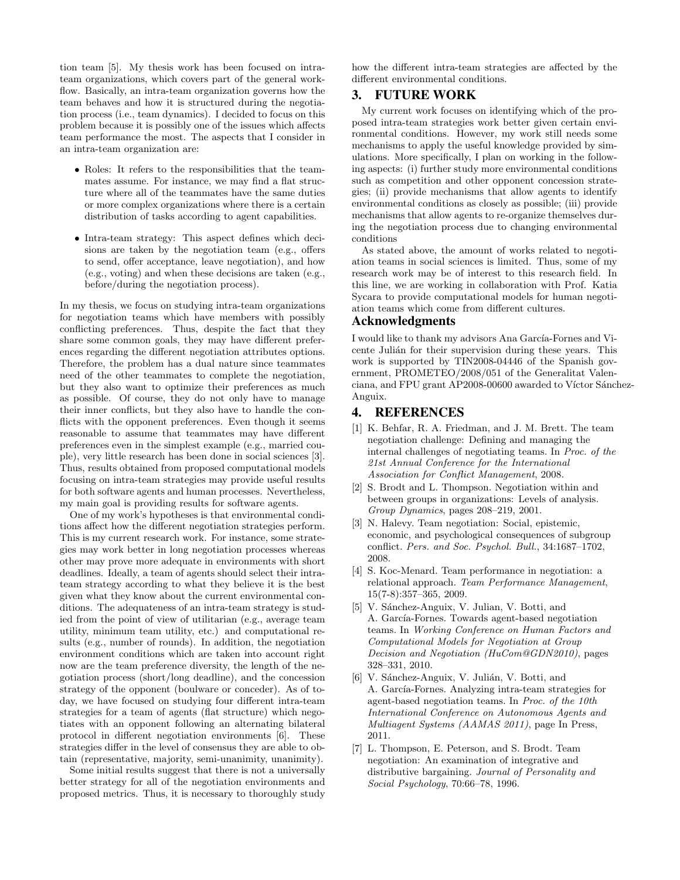tion team [5]. My thesis work has been focused on intra-team organizations, which covers part of the general workflow. Basically, an intra-team organization governs how the team behaves and how it is structured during the negotiation process (i.e., team dynamics). I decided to focus on this problem because it is possibly one of the issues which affects team performance the most. The aspects that I consider in an intra-team organization are:

- Roles: It refers to the responsibilities that the teammates assume. For instance, we may find a flat structure where all of the teammates have the same duties or more complex organizations where there is a certain distribution of tasks according to agent capabilities.
- Intra-team strategy: This aspect defines which decisions are taken by the negotiation team (e.g., offers to send, offer acceptance, leave negotiation), and how (e.g., voting) and when these decisions are taken (e.g., before/during the negotiation process).

In my thesis, we focus on studying intra-team organizations for negotiation teams which have members with possibly conflicting preferences. Thus, despite the fact that they share some common goals, they may have different preferences regarding the different negotiation attributes options. Therefore, the problem has a dual nature since teammates need of the other teammates to complete the negotiation, but they also want to optimize their preferences as much as possible. Of course, they do not only have to manage their inner conflicts, but they also have to handle the conflicts with the opponent preferences. Even though it seems reasonable to assume that teammates may have different preferences even in the simplest example (e.g., married couple), very little research has been done in social sciences [3]. Thus, results obtained from proposed computational models focusing on intra-team strategies may provide useful results for both software agents and human processes. Nevertheless, my main goal is providing results for software agents.

One of my work's hypotheses is that environmental conditions affect how the different negotiation strategies perform. This is my current research work. For instance, some strategies may work better in long negotiation processes whereas other may prove more adequate in environments with short deadlines. Ideally, a team of agents should select their intra-team strategy according to what they believe it is the best given what they know about the current environmental conditions. The adequateness of an intra-team strategy is studied from the point of view of utilitarian (e.g., average team utility, minimum team utility, etc.) and computational results (e.g., number of rounds). In addition, the negotiation environment conditions which are taken into account right now are the team preference diversity, the length of the negotiation process (short/long deadline), and the concession strategy of the opponent (boulware or conceder). As of today, we have focused on studying four different intra-team strategies for a team of agents (flat structure) which negotiates with an opponent following an alternating bilateral protocol in different negotiation environments [6]. These strategies differ in the level of consensus they are able to obtain (representative, majority, semi-unanimity, unanimity).

Some initial results suggest that there is not a universally better strategy for all of the negotiation environments and proposed metrics. Thus, it is necessary to thoroughly study how the different intra-team strategies are affected by the different environmental conditions.

## 3. FUTURE WORK

My current work focuses on identifying which of the proposed intra-team strategies work better given certain environmental conditions. However, my work still needs some mechanisms to apply the useful knowledge provided by simulations. More specifically, I plan on working in the following aspects: (i) further study more environmental conditions such as competition and other opponent concession strategies; (ii) provide mechanisms that allow agents to identify environmental conditions as closely as possible; (iii) provide mechanisms that allow agents to re-organize themselves during the negotiation process due to changing environmental conditions

As stated above, the amount of works related to negotiation teams in social sciences is limited. Thus, some of my research work may be of interest to this research field. In this line, we are working in collaboration with Prof. Katia Sycara to provide computational models for human negotiation teams which come from different cultures.

## Acknowledgments

I would like to thank my advisors Ana García-Fornes and Vicente Julián for their supervision during these years. This work is supported by TIN2008-04446 of the Spanish government, PROMETEO/2008/051 of the Generalitat Valenciana, and FPU grant AP2008-00600 awarded to Víctor Sánchez-Anguix.

## 4. REFERENCES

[1] K. Behfar, R. A. Friedman, and J. M. Brett. The team negotiation challenge: Defining and managing the internal challenges of negotiating teams. In *Proc. of the 21st Annual Conference for the International Association for Conflict Management*, 2008.

[2] S. Brodt and L. Thompson. Negotiation within and between groups in organizations: Levels of analysis. *Group Dynamics*, pages 208–219, 2001.

[3] N. Halevy. Team negotiation: Social, epistemic, economic, and psychological consequences of subgroup conflict. *Pers. and Soc. Psychol. Bull.*, 34:1687–1702, 2008.

[4] S. Koc-Menard. Team performance in negotiation: a relational approach. *Team Performance Management*, 15(7-8):357–365, 2009.

[5] V. Sánchez-Anguix, V. Julian, V. Botti, and A. García-Fornes. Towards agent-based negotiation teams. In *Working Conference on Human Factors and Computational Models for Negotiation at Group Decision and Negotiation (HuCom@GDN2010)*, pages 328–331, 2010.

[6] V. Sánchez-Anguix, V. Julián, V. Botti, and A. García-Fornes. Analyzing intra-team strategies for agent-based negotiation teams. In *Proc. of the 10th International Conference on Autonomous Agents and Multiagent Systems (AAMAS 2011)*, page In Press, 2011.

[7] L. Thompson, E. Peterson, and S. Brodt. Team negotiation: An examination of integrative and distributive bargaining. *Journal of Personality and Social Psychology*, 70:66–78, 1996.